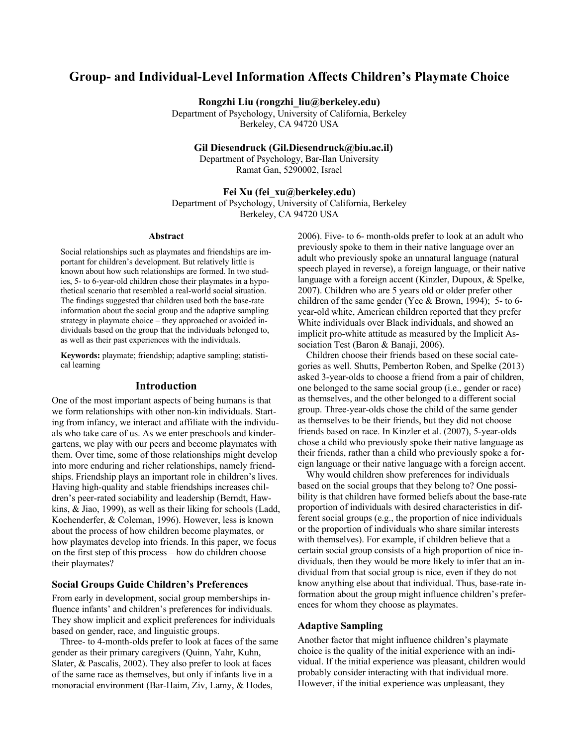# Group- and Individual-Level Information Affects Children's Playmate Choice

**Rongzhi Liu (rongzhi_liu@berkeley.edu)**
Department of Psychology, University of California, Berkeley
Berkeley, CA 94720 USA

**Gil Diesendruck (Gil.Diesendruck@biu.ac.il)**
Department of Psychology, Bar-Ilan University
Ramat Gan, 5290002, Israel

**Fei Xu (fei_xu@berkeley.edu)**
Department of Psychology, University of California, Berkeley
Berkeley, CA 94720 USA

## Abstract

Social relationships such as playmates and friendships are important for children's development. But relatively little is known about how such relationships are formed. In two studies, 5- to 6-year-old children chose their playmates in a hypothetical scenario that resembled a real-world social situation. The findings suggested that children used both the base-rate information about the social group and the adaptive sampling strategy in playmate choice – they approached or avoided individuals based on the group that the individuals belonged to, as well as their past experiences with the individuals.

**Keywords:** playmate; friendship; adaptive sampling; statistical learning

## Introduction

One of the most important aspects of being humans is that we form relationships with other non-kin individuals. Starting from infancy, we interact and affiliate with the individuals who take care of us. As we enter preschools and kindergartens, we play with our peers and become playmates with them. Over time, some of those relationships might develop into more enduring and richer relationships, namely friendships. Friendship plays an important role in children's lives. Having high-quality and stable friendships increases children's peer-rated sociability and leadership (Berndt, Hawkins, & Jiao, 1999), as well as their liking for schools (Ladd, Kochenderfer, & Coleman, 1996). However, less is known about the process of how children become playmates, or how playmates develop into friends. In this paper, we focus on the first step of this process – how do children choose their playmates?

### Social Groups Guide Children's Preferences

From early in development, social group memberships influence infants' and children's preferences for individuals. They show implicit and explicit preferences for individuals based on gender, race, and linguistic groups.

Three- to 4-month-olds prefer to look at faces of the same gender as their primary caregivers (Quinn, Yahr, Kuhn, Slater, & Pascalis, 2002). They also prefer to look at faces of the same race as themselves, but only if infants live in a monoracial environment (Bar-Haim, Ziv, Lamy, & Hodes, 2006). Five- to 6- month-olds prefer to look at an adult who previously spoke to them in their native language over an adult who previously spoke an unnatural language (natural speech played in reverse), a foreign language, or their native language with a foreign accent (Kinzler, Dupoux, & Spelke, 2007). Children who are 5 years old or older prefer other children of the same gender (Yee & Brown, 1994); 5- to 6-year-old white, American children reported that they prefer White individuals over Black individuals, and showed an implicit pro-white attitude as measured by the Implicit Association Test (Baron & Banaji, 2006).

Children choose their friends based on these social categories as well. Shutts, Pemberton Roben, and Spelke (2013) asked 3-year-olds to choose a friend from a pair of children, one belonged to the same social group (i.e., gender or race) as themselves, and the other belonged to a different social group. Three-year-olds chose the child of the same gender as themselves to be their friends, but they did not choose friends based on race. In Kinzler et al. (2007), 5-year-olds chose a child who previously spoke their native language as their friends, rather than a child who previously spoke a foreign language or their native language with a foreign accent.

Why would children show preferences for individuals based on the social groups that they belong to? One possibility is that children have formed beliefs about the base-rate proportion of individuals with desired characteristics in different social groups (e.g., the proportion of nice individuals or the proportion of individuals who share similar interests with themselves). For example, if children believe that a certain social group consists of a high proportion of nice individuals, then they would be more likely to infer that an individual from that social group is nice, even if they do not know anything else about that individual. Thus, base-rate information about the group might influence children's preferences for whom they choose as playmates.

### Adaptive Sampling

Another factor that might influence children's playmate choice is the quality of the initial experience with an individual. If the initial experience was pleasant, children would probably consider interacting with that individual more. However, if the initial experience was unpleasant, they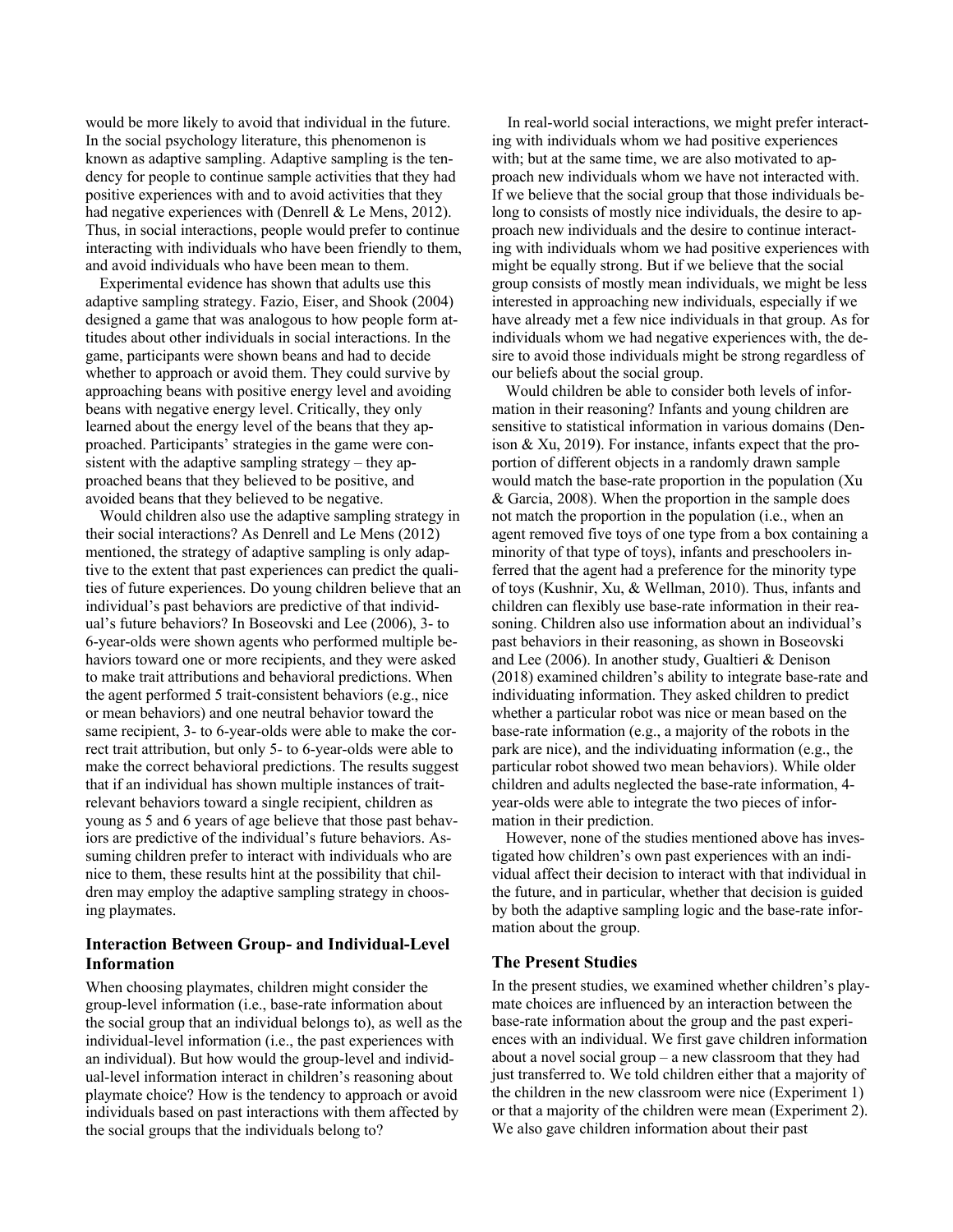would be more likely to avoid that individual in the future. In the social psychology literature, this phenomenon is known as adaptive sampling. Adaptive sampling is the tendency for people to continue sample activities that they had positive experiences with and to avoid activities that they had negative experiences with (Denrell & Le Mens, 2012). Thus, in social interactions, people would prefer to continue interacting with individuals who have been friendly to them, and avoid individuals who have been mean to them.

Experimental evidence has shown that adults use this adaptive sampling strategy. Fazio, Eiser, and Shook (2004) designed a game that was analogous to how people form attitudes about other individuals in social interactions. In the game, participants were shown beans and had to decide whether to approach or avoid them. They could survive by approaching beans with positive energy level and avoiding beans with negative energy level. Critically, they only learned about the energy level of the beans that they approached. Participants' strategies in the game were consistent with the adaptive sampling strategy – they approached beans that they believed to be positive, and avoided beans that they believed to be negative.

Would children also use the adaptive sampling strategy in their social interactions? As Denrell and Le Mens (2012) mentioned, the strategy of adaptive sampling is only adaptive to the extent that past experiences can predict the qualities of future experiences. Do young children believe that an individual's past behaviors are predictive of that individual's future behaviors? In Boseovski and Lee (2006), 3- to 6-year-olds were shown agents who performed multiple behaviors toward one or more recipients, and they were asked to make trait attributions and behavioral predictions. When the agent performed 5 trait-consistent behaviors (e.g., nice or mean behaviors) and one neutral behavior toward the same recipient, 3- to 6-year-olds were able to make the correct trait attribution, but only 5- to 6-year-olds were able to make the correct behavioral predictions. The results suggest that if an individual has shown multiple instances of trait-relevant behaviors toward a single recipient, children as young as 5 and 6 years of age believe that those past behaviors are predictive of the individual's future behaviors. Assuming children prefer to interact with individuals who are nice to them, these results hint at the possibility that children may employ the adaptive sampling strategy in choosing playmates.

## Interaction Between Group- and Individual-Level Information

When choosing playmates, children might consider the group-level information (i.e., base-rate information about the social group that an individual belongs to), as well as the individual-level information (i.e., the past experiences with an individual). But how would the group-level and individual-level information interact in children's reasoning about playmate choice? How is the tendency to approach or avoid individuals based on past interactions with them affected by the social groups that the individuals belong to?

In real-world social interactions, we might prefer interacting with individuals whom we had positive experiences with; but at the same time, we are also motivated to approach new individuals whom we have not interacted with. If we believe that the social group that those individuals belong to consists of mostly nice individuals, the desire to approach new individuals and the desire to continue interacting with individuals whom we had positive experiences with might be equally strong. But if we believe that the social group consists of mostly mean individuals, we might be less interested in approaching new individuals, especially if we have already met a few nice individuals in that group. As for individuals whom we had negative experiences with, the desire to avoid those individuals might be strong regardless of our beliefs about the social group.

Would children be able to consider both levels of information in their reasoning? Infants and young children are sensitive to statistical information in various domains (Denison & Xu, 2019). For instance, infants expect that the proportion of different objects in a randomly drawn sample would match the base-rate proportion in the population (Xu & Garcia, 2008). When the proportion in the sample does not match the proportion in the population (i.e., when an agent removed five toys of one type from a box containing a minority of that type of toys), infants and preschoolers inferred that the agent had a preference for the minority type of toys (Kushnir, Xu, & Wellman, 2010). Thus, infants and children can flexibly use base-rate information in their reasoning. Children also use information about an individual's past behaviors in their reasoning, as shown in Boseovski and Lee (2006). In another study, Gualtieri & Denison (2018) examined children's ability to integrate base-rate and individuating information. They asked children to predict whether a particular robot was nice or mean based on the base-rate information (e.g., a majority of the robots in the park are nice), and the individuating information (e.g., the particular robot showed two mean behaviors). While older children and adults neglected the base-rate information, 4-year-olds were able to integrate the two pieces of information in their prediction.

However, none of the studies mentioned above has investigated how children's own past experiences with an individual affect their decision to interact with that individual in the future, and in particular, whether that decision is guided by both the adaptive sampling logic and the base-rate information about the group.

## The Present Studies

In the present studies, we examined whether children's playmate choices are influenced by an interaction between the base-rate information about the group and the past experiences with an individual. We first gave children information about a novel social group – a new classroom that they had just transferred to. We told children either that a majority of the children in the new classroom were nice (Experiment 1) or that a majority of the children were mean (Experiment 2). We also gave children information about their past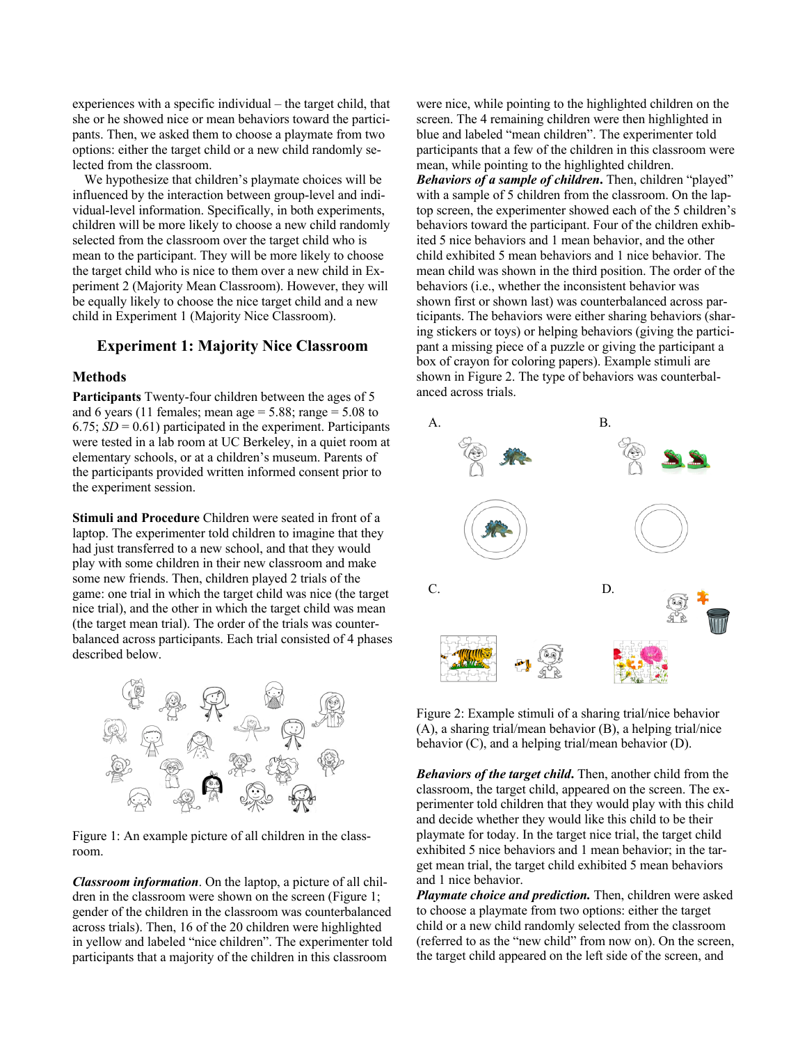experiences with a specific individual – the target child, that she or he showed nice or mean behaviors toward the participants. Then, we asked them to choose a playmate from two options: either the target child or a new child randomly selected from the classroom.

We hypothesize that children's playmate choices will be influenced by the interaction between group-level and individual-level information. Specifically, in both experiments, children will be more likely to choose a new child randomly selected from the classroom over the target child who is mean to the participant. They will be more likely to choose the target child who is nice to them over a new child in Experiment 2 (Majority Mean Classroom). However, they will be equally likely to choose the nice target child and a new child in Experiment 1 (Majority Nice Classroom).

## Experiment 1: Majority Nice Classroom

### Methods

**Participants** Twenty-four children between the ages of 5 and 6 years (11 females; mean age = 5.88; range = 5.08 to 6.75; *SD* = 0.61) participated in the experiment. Participants were tested in a lab room at UC Berkeley, in a quiet room at elementary schools, or at a children's museum. Parents of the participants provided written informed consent prior to the experiment session.

**Stimuli and Procedure** Children were seated in front of a laptop. The experimenter told children to imagine that they had just transferred to a new school, and that they would play with some children in their new classroom and make some new friends. Then, children played 2 trials of the game: one trial in which the target child was nice (the target nice trial), and the other in which the target child was mean (the target mean trial). The order of the trials was counterbalanced across participants. Each trial consisted of 4 phases described below.

Figure 1: An example picture of all children in the classroom.

***Classroom information***. On the laptop, a picture of all children in the classroom were shown on the screen (Figure 1; gender of the children in the classroom was counterbalanced across trials). Then, 16 of the 20 children were highlighted in yellow and labeled "nice children". The experimenter told participants that a majority of the children in this classroom were nice, while pointing to the highlighted children on the screen. The 4 remaining children were then highlighted in blue and labeled "mean children". The experimenter told participants that a few of the children in this classroom were mean, while pointing to the highlighted children.

***Behaviors of a sample of children***. Then, children "played" with a sample of 5 children from the classroom. On the laptop screen, the experimenter showed each of the 5 children's behaviors toward the participant. Four of the children exhibited 5 nice behaviors and 1 mean behavior, and the other child exhibited 5 mean behaviors and 1 nice behavior. The mean child was shown in the third position. The order of the behaviors (i.e., whether the inconsistent behavior was shown first or shown last) was counterbalanced across participants. The behaviors were either sharing behaviors (sharing stickers or toys) or helping behaviors (giving the participant a missing piece of a puzzle or giving the participant a box of crayon for coloring papers). Example stimuli are shown in Figure 2. The type of behaviors was counterbalanced across trials.

Figure 2: Example stimuli of a sharing trial/nice behavior (A), a sharing trial/mean behavior (B), a helping trial/nice behavior (C), and a helping trial/mean behavior (D).

***Behaviors of the target child***. Then, another child from the classroom, the target child, appeared on the screen. The experimenter told children that they would play with this child and decide whether they would like this child to be their playmate for today. In the target nice trial, the target child exhibited 5 nice behaviors and 1 mean behavior; in the target mean trial, the target child exhibited 5 mean behaviors and 1 nice behavior.

***Playmate choice and prediction.*** Then, children were asked to choose a playmate from two options: either the target child or a new child randomly selected from the classroom (referred to as the "new child" from now on). On the screen, the target child appeared on the left side of the screen, and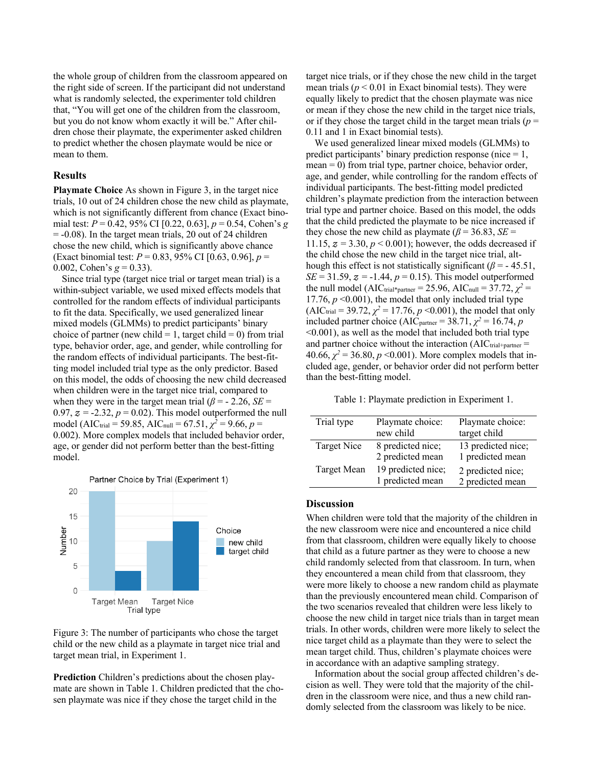the whole group of children from the classroom appeared on the right side of screen. If the participant did not understand what is randomly selected, the experimenter told children that, "You will get one of the children from the classroom, but you do not know whom exactly it will be." After children chose their playmate, the experimenter asked children to predict whether the chosen playmate would be nice or mean to them.

## Results

**Playmate Choice** As shown in Figure 3, in the target nice trials, 10 out of 24 children chose the new child as playmate, which is not significantly different from chance (Exact binomial test: $P = 0.42$, 95% CI [0.22, 0.63], $p = 0.54$, Cohen's $g = -0.08$). In the target mean trials, 20 out of 24 children chose the new child, which is significantly above chance (Exact binomial test: $P = 0.83$, 95% CI [0.63, 0.96], $p = 0.002$, Cohen's $g = 0.33$).

Since trial type (target nice trial or target mean trial) is a within-subject variable, we used mixed effects models that controlled for the random effects of individual participants to fit the data. Specifically, we used generalized linear mixed models (GLMMs) to predict participants' binary choice of partner (new child = 1, target child = 0) from trial type, behavior order, age, and gender, while controlling for the random effects of individual participants. The best-fitting model included trial type as the only predictor. Based on this model, the odds of choosing the new child decreased when children were in the target nice trial, compared to when they were in the target mean trial ($\beta = -2.26$, $SE = 0.97$, $z = -2.32$, $p = 0.02$). This model outperformed the null model ($AIC_{trial} = 59.85$, $AIC_{null} = 67.51$, $\chi^2 = 9.66$, $p = 0.002$). More complex models that included behavior order, age, or gender did not perform better than the best-fitting model.

Figure 3: The number of participants who chose the target child or the new child as a playmate in target nice trial and target mean trial, in Experiment 1.

**Prediction** Children's predictions about the chosen playmate are shown in Table 1. Children predicted that the chosen playmate was nice if they chose the target child in the target nice trials, or if they chose the new child in the target mean trials ($p < 0.01$ in Exact binomial tests). They were equally likely to predict that the chosen playmate was nice or mean if they chose the new child in the target nice trials, or if they chose the target child in the target mean trials ($p = 0.11$ and 1 in Exact binomial tests).

We used generalized linear mixed models (GLMMs) to predict participants' binary prediction response (nice = 1, mean = 0) from trial type, partner choice, behavior order, age, and gender, while controlling for the random effects of individual participants. The best-fitting model predicted children's playmate prediction from the interaction between trial type and partner choice. Based on this model, the odds that the child predicted the playmate to be nice increased if they chose the new child as playmate ($\beta = 36.83$, $SE = 11.15$, $z = 3.30$, $p < 0.001$); however, the odds decreased if the child chose the new child in the target nice trial, although this effect is not statistically significant ($\beta = -45.51$, $SE = 31.59$, $z = -1.44$, $p = 0.15$). This model outperformed the null model ($AIC_{trial*partner} = 25.96$, $AIC_{null} = 37.72$, $\chi^2 = 17.76$, $p < 0.001$), the model that only included trial type ($AIC_{trial} = 39.72$, $\chi^2 = 17.76$, $p < 0.001$), the model that only included partner choice ($AIC_{partner} = 38.71$, $\chi^2 = 16.74$, $p < 0.001$), as well as the model that included both trial type and partner choice without the interaction ($AIC_{trial+partner} = 40.66$, $\chi^2 = 36.80$, $p < 0.001$). More complex models that included age, gender, or behavior order did not perform better than the best-fitting model.

Table 1: Playmate prediction in Experiment 1.

| Trial type | Playmate choice: new child | Playmate choice: target child |
|---|---|---|
| Target Nice | 8 predicted nice; 2 predicted mean | 13 predicted nice; 1 predicted mean |
| Target Mean | 19 predicted nice; 1 predicted mean | 2 predicted nice; 2 predicted mean |

## Discussion

When children were told that the majority of the children in the new classroom were nice and encountered a nice child from that classroom, children were equally likely to choose that child as a future partner as they were to choose a new child randomly selected from that classroom. In turn, when they encountered a mean child from that classroom, they were more likely to choose a new random child as playmate than the previously encountered mean child. Comparison of the two scenarios revealed that children were less likely to choose the new child in target nice trials than in target mean trials. In other words, children were more likely to select the nice target child as a playmate than they were to select the mean target child. Thus, children's playmate choices were in accordance with an adaptive sampling strategy.

Information about the social group affected children's decision as well. They were told that the majority of the children in the classroom were nice, and thus a new child randomly selected from the classroom was likely to be nice.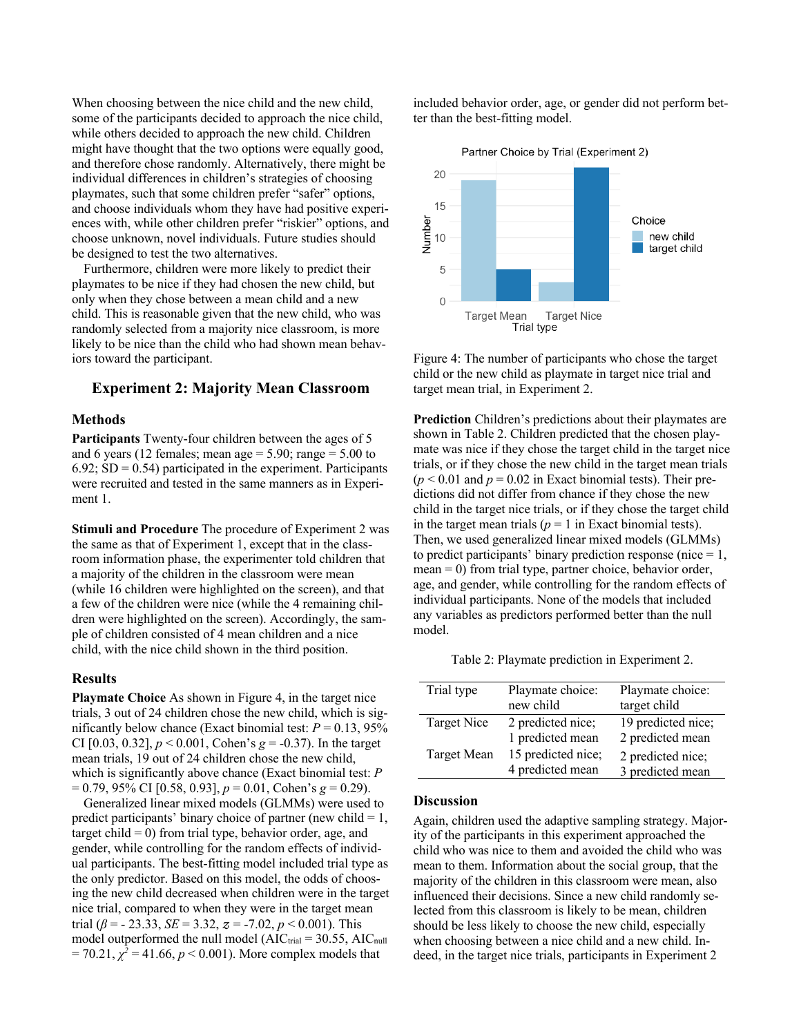When choosing between the nice child and the new child, some of the participants decided to approach the nice child, while others decided to approach the new child. Children might have thought that the two options were equally good, and therefore chose randomly. Alternatively, there might be individual differences in children's strategies of choosing playmates, such that some children prefer "safer" options, and choose individuals whom they have had positive experiences with, while other children prefer "riskier" options, and choose unknown, novel individuals. Future studies should be designed to test the two alternatives.

Furthermore, children were more likely to predict their playmates to be nice if they had chosen the new child, but only when they chose between a mean child and a new child. This is reasonable given that the new child, who was randomly selected from a majority nice classroom, is more likely to be nice than the child who had shown mean behaviors toward the participant.

## Experiment 2: Majority Mean Classroom

### Methods

**Participants** Twenty-four children between the ages of 5 and 6 years (12 females; mean age = 5.90; range = 5.00 to 6.92; SD = 0.54) participated in the experiment. Participants were recruited and tested in the same manners as in Experiment 1.

**Stimuli and Procedure** The procedure of Experiment 2 was the same as that of Experiment 1, except that in the classroom information phase, the experimenter told children that a majority of the children in the classroom were mean (while 16 children were highlighted on the screen), and that a few of the children were nice (while the 4 remaining children were highlighted on the screen). Accordingly, the sample of children consisted of 4 mean children and a nice child, with the nice child shown in the third position.

### Results

**Playmate Choice** As shown in Figure 4, in the target nice trials, 3 out of 24 children chose the new child, which is significantly below chance (Exact binomial test: $P = 0.13$, 95% CI [0.03, 0.32], $p < 0.001$, Cohen's $g = -0.37$). In the target mean trials, 19 out of 24 children chose the new child, which is significantly above chance (Exact binomial test: $P = 0.79$, 95% CI [0.58, 0.93], $p = 0.01$, Cohen's $g = 0.29$).

Generalized linear mixed models (GLMMs) were used to predict participants' binary choice of partner (new child = 1, target child = 0) from trial type, behavior order, age, and gender, while controlling for the random effects of individual participants. The best-fitting model included trial type as the only predictor. Based on this model, the odds of choosing the new child decreased when children were in the target nice trial, compared to when they were in the target mean trial ($\beta = -23.33$, $SE = 3.32$, $z = -7.02$, $p < 0.001$). This model outperformed the null model ($AIC_{trial} = 30.55$, $AIC_{null} = 70.21$, $\chi^2 = 41.66$, $p < 0.001$). More complex models that included behavior order, age, or gender did not perform better than the best-fitting model.

Figure 4: The number of participants who chose the target child or the new child as playmate in target nice trial and target mean trial, in Experiment 2.

**Prediction** Children's predictions about their playmates are shown in Table 2. Children predicted that the chosen playmate was nice if they chose the target child in the target nice trials, or if they chose the new child in the target mean trials ($p < 0.01$ and $p = 0.02$ in Exact binomial tests). Their predictions did not differ from chance if they chose the new child in the target nice trials, or if they chose the target child in the target mean trials ($p = 1$ in Exact binomial tests). Then, we used generalized linear mixed models (GLMMs) to predict participants' binary prediction response (nice = 1, mean = 0) from trial type, partner choice, behavior order, age, and gender, while controlling for the random effects of individual participants. None of the models that included any variables as predictors performed better than the null model.

Table 2: Playmate prediction in Experiment 2.

| Trial type | Playmate choice: new child | Playmate choice: target child |
|---|---|---|
| Target Nice | 2 predicted nice; 1 predicted mean | 19 predicted nice; 2 predicted mean |
| Target Mean | 15 predicted nice; 4 predicted mean | 2 predicted nice; 3 predicted mean |

### Discussion

Again, children used the adaptive sampling strategy. Majority of the participants in this experiment approached the child who was nice to them and avoided the child who was mean to them. Information about the social group, that the majority of the children in this classroom were mean, also influenced their decisions. Since a new child randomly selected from this classroom is likely to be mean, children should be less likely to choose the new child, especially when choosing between a nice child and a new child. Indeed, in the target nice trials, participants in Experiment 2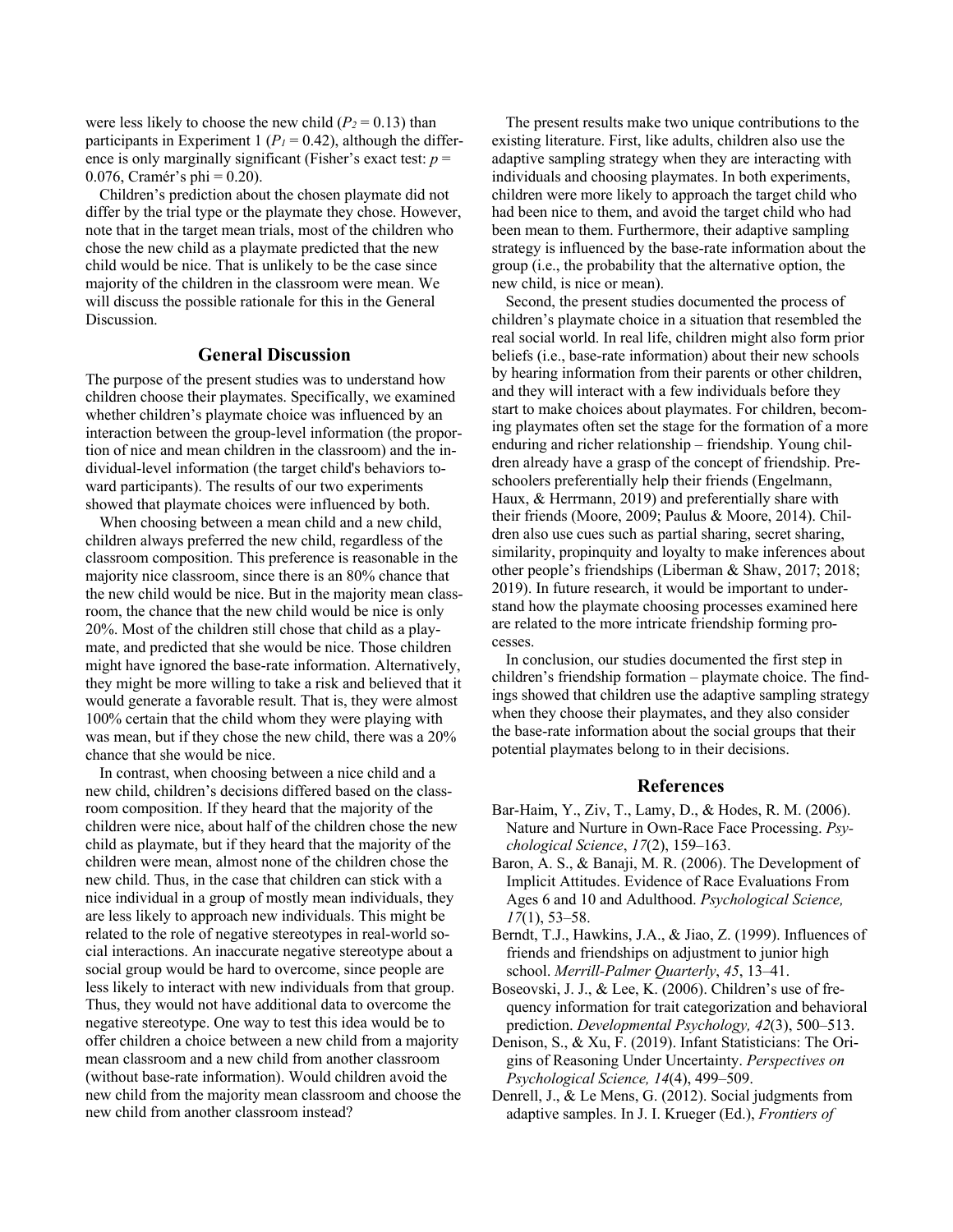were less likely to choose the new child ($P_2 = 0.13$) than participants in Experiment 1 ($P_1 = 0.42$), although the difference is only marginally significant (Fisher's exact test: $p = 0.076$, Cramér's phi = 0.20).

Children's prediction about the chosen playmate did not differ by the trial type or the playmate they chose. However, note that in the target mean trials, most of the children who chose the new child as a playmate predicted that the new child would be nice. That is unlikely to be the case since majority of the children in the classroom were mean. We will discuss the possible rationale for this in the General Discussion.

## General Discussion

The purpose of the present studies was to understand how children choose their playmates. Specifically, we examined whether children's playmate choice was influenced by an interaction between the group-level information (the proportion of nice and mean children in the classroom) and the individual-level information (the target child's behaviors toward participants). The results of our two experiments showed that playmate choices were influenced by both.

When choosing between a mean child and a new child, children always preferred the new child, regardless of the classroom composition. This preference is reasonable in the majority nice classroom, since there is an 80% chance that the new child would be nice. But in the majority mean classroom, the chance that the new child would be nice is only 20%. Most of the children still chose that child as a playmate, and predicted that she would be nice. Those children might have ignored the base-rate information. Alternatively, they might be more willing to take a risk and believed that it would generate a favorable result. That is, they were almost 100% certain that the child whom they were playing with was mean, but if they chose the new child, there was a 20% chance that she would be nice.

In contrast, when choosing between a nice child and a new child, children's decisions differed based on the classroom composition. If they heard that the majority of the children were nice, about half of the children chose the new child as playmate, but if they heard that the majority of the children were mean, almost none of the children chose the new child. Thus, in the case that children can stick with a nice individual in a group of mostly mean individuals, they are less likely to approach new individuals. This might be related to the role of negative stereotypes in real-world social interactions. An inaccurate negative stereotype about a social group would be hard to overcome, since people are less likely to interact with new individuals from that group. Thus, they would not have additional data to overcome the negative stereotype. One way to test this idea would be to offer children a choice between a new child from a majority mean classroom and a new child from another classroom (without base-rate information). Would children avoid the new child from the majority mean classroom and choose the new child from another classroom instead?

The present results make two unique contributions to the existing literature. First, like adults, children also use the adaptive sampling strategy when they are interacting with individuals and choosing playmates. In both experiments, children were more likely to approach the target child who had been nice to them, and avoid the target child who had been mean to them. Furthermore, their adaptive sampling strategy is influenced by the base-rate information about the group (i.e., the probability that the alternative option, the new child, is nice or mean).

Second, the present studies documented the process of children's playmate choice in a situation that resembled the real social world. In real life, children might also form prior beliefs (i.e., base-rate information) about their new schools by hearing information from their parents or other children, and they will interact with a few individuals before they start to make choices about playmates. For children, becoming playmates often set the stage for the formation of a more enduring and richer relationship – friendship. Young children already have a grasp of the concept of friendship. Preschoolers preferentially help their friends (Engelmann, Haux, & Herrmann, 2019) and preferentially share with their friends (Moore, 2009; Paulus & Moore, 2014). Children also use cues such as partial sharing, secret sharing, similarity, propinquity and loyalty to make inferences about other people's friendships (Liberman & Shaw, 2017; 2018; 2019). In future research, it would be important to understand how the playmate choosing processes examined here are related to the more intricate friendship forming processes.

In conclusion, our studies documented the first step in children's friendship formation – playmate choice. The findings showed that children use the adaptive sampling strategy when they choose their playmates, and they also consider the base-rate information about the social groups that their potential playmates belong to in their decisions.

## References

Bar-Haim, Y., Ziv, T., Lamy, D., & Hodes, R. M. (2006). Nature and Nurture in Own-Race Face Processing. *Psychological Science*, *17*(2), 159–163.

Baron, A. S., & Banaji, M. R. (2006). The Development of Implicit Attitudes. Evidence of Race Evaluations From Ages 6 and 10 and Adulthood. *Psychological Science, 17*(1), 53–58.

Berndt, T.J., Hawkins, J.A., & Jiao, Z. (1999). Influences of friends and friendships on adjustment to junior high school. *Merrill-Palmer Quarterly*, *45*, 13–41.

Boseovski, J. J., & Lee, K. (2006). Children's use of frequency information for trait categorization and behavioral prediction. *Developmental Psychology, 42*(3), 500–513.

Denison, S., & Xu, F. (2019). Infant Statisticians: The Origins of Reasoning Under Uncertainty. *Perspectives on Psychological Science, 14*(4), 499–509.

Denrell, J., & Le Mens, G. (2012). Social judgments from adaptive samples. In J. I. Krueger (Ed.), *Frontiers of*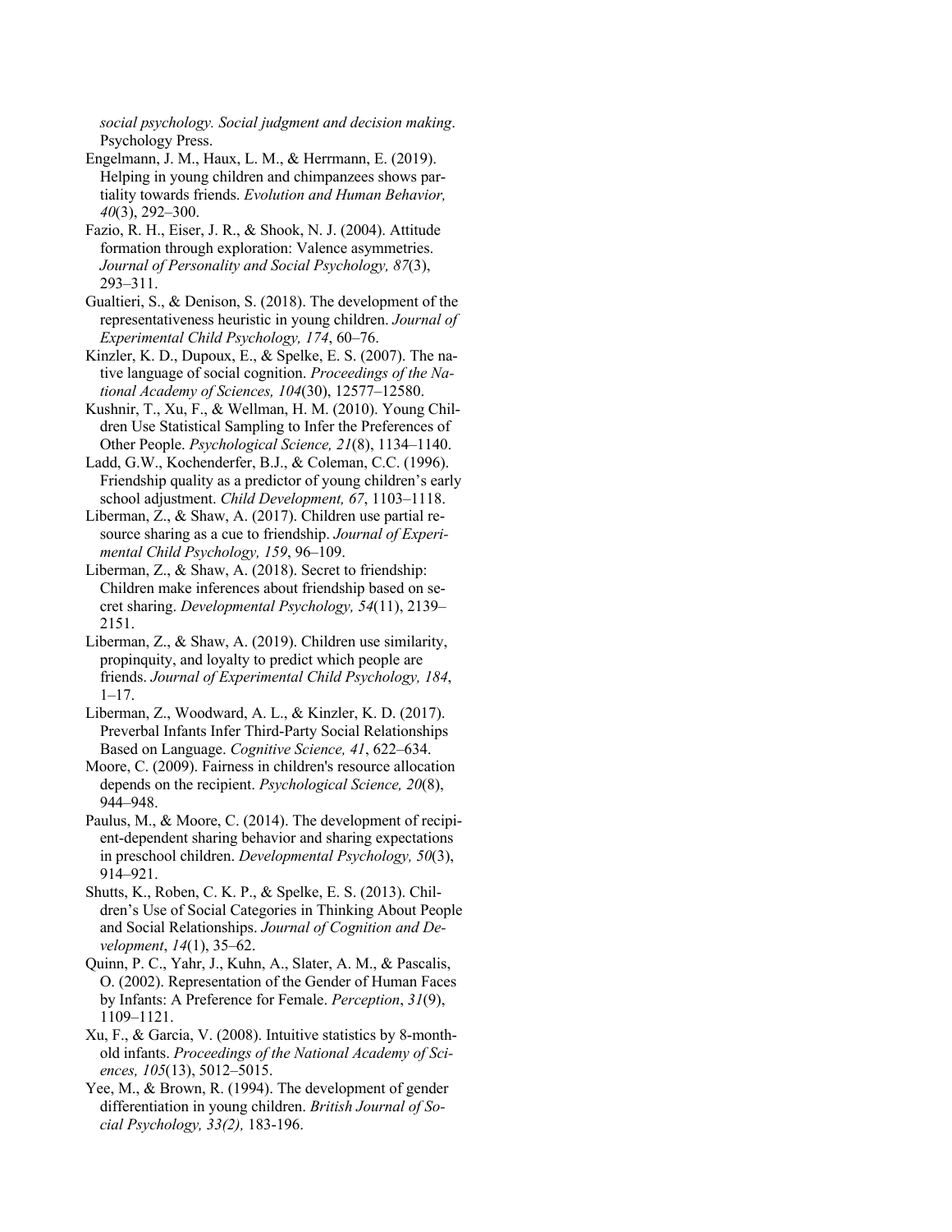*social psychology. Social judgment and decision making*. Psychology Press.

Engelmann, J. M., Haux, L. M., & Herrmann, E. (2019). Helping in young children and chimpanzees shows partiality towards friends. *Evolution and Human Behavior, 40*(3), 292–300.

Fazio, R. H., Eiser, J. R., & Shook, N. J. (2004). Attitude formation through exploration: Valence asymmetries. *Journal of Personality and Social Psychology, 87*(3), 293–311.

Gualtieri, S., & Denison, S. (2018). The development of the representativeness heuristic in young children. *Journal of Experimental Child Psychology, 174*, 60–76.

Kinzler, K. D., Dupoux, E., & Spelke, E. S. (2007). The native language of social cognition. *Proceedings of the National Academy of Sciences, 104*(30), 12577–12580.

Kushnir, T., Xu, F., & Wellman, H. M. (2010). Young Children Use Statistical Sampling to Infer the Preferences of Other People. *Psychological Science, 21*(8), 1134–1140.

Ladd, G.W., Kochenderfer, B.J., & Coleman, C.C. (1996). Friendship quality as a predictor of young children's early school adjustment. *Child Development, 67*, 1103–1118.

Liberman, Z., & Shaw, A. (2017). Children use partial resource sharing as a cue to friendship. *Journal of Experimental Child Psychology, 159*, 96–109.

Liberman, Z., & Shaw, A. (2018). Secret to friendship: Children make inferences about friendship based on secret sharing. *Developmental Psychology, 54*(11), 2139–2151.

Liberman, Z., & Shaw, A. (2019). Children use similarity, propinquity, and loyalty to predict which people are friends. *Journal of Experimental Child Psychology, 184*, 1–17.

Liberman, Z., Woodward, A. L., & Kinzler, K. D. (2017). Preverbal Infants Infer Third-Party Social Relationships Based on Language. *Cognitive Science, 41*, 622–634.

Moore, C. (2009). Fairness in children's resource allocation depends on the recipient. *Psychological Science, 20*(8), 944–948.

Paulus, M., & Moore, C. (2014). The development of recipient-dependent sharing behavior and sharing expectations in preschool children. *Developmental Psychology, 50*(3), 914–921.

Shutts, K., Roben, C. K. P., & Spelke, E. S. (2013). Children's Use of Social Categories in Thinking About People and Social Relationships. *Journal of Cognition and Development*, *14*(1), 35–62.

Quinn, P. C., Yahr, J., Kuhn, A., Slater, A. M., & Pascalis, O. (2002). Representation of the Gender of Human Faces by Infants: A Preference for Female. *Perception*, *31*(9), 1109–1121.

Xu, F., & Garcia, V. (2008). Intuitive statistics by 8-month-old infants. *Proceedings of the National Academy of Sciences, 105*(13), 5012–5015.

Yee, M., & Brown, R. (1994). The development of gender differentiation in young children. *British Journal of Social Psychology, 33(2),* 183-196.